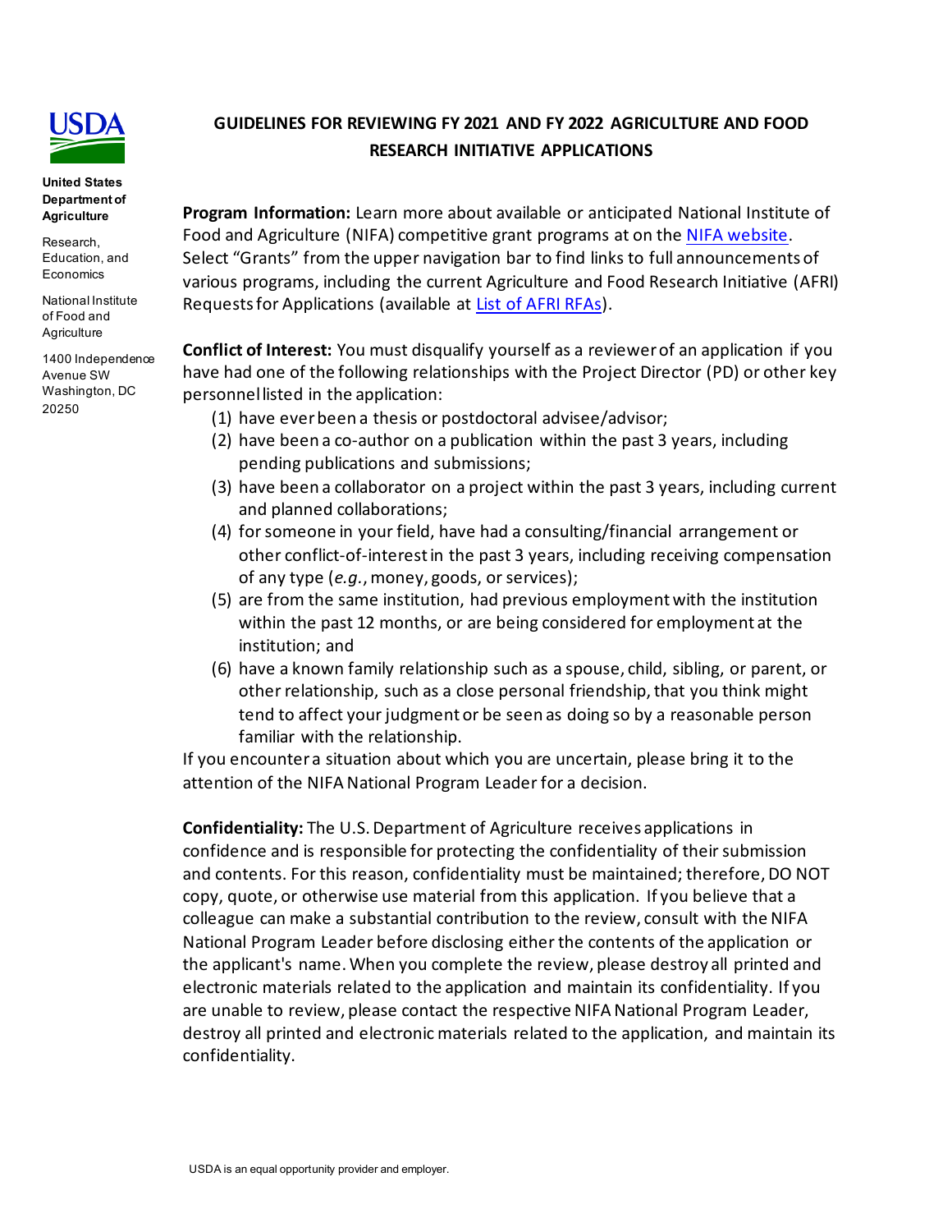United States Department of Agriculture

Research, Education, and Economics

National Institute of Food and Agriculture

1400 Independence Avenue SW
Washington, DC
20250

# GUIDELINES FOR REVIEWING FY 2021 AND FY 2022 AGRICULTURE AND FOOD RESEARCH INITIATIVE APPLICATIONS

**Program Information:** Learn more about available or anticipated National Institute of Food and Agriculture (NIFA) competitive grant programs at on the NIFA website. Select "Grants" from the upper navigation bar to find links to full announcements of various programs, including the current Agriculture and Food Research Initiative (AFRI) Requests for Applications (available at List of AFRI RFAs).

**Conflict of Interest:** You must disqualify yourself as a reviewer of an application if you have had one of the following relationships with the Project Director (PD) or other key personnel listed in the application:

1. have ever been a thesis or postdoctoral advisee/advisor;
2. have been a co-author on a publication within the past 3 years, including pending publications and submissions;
3. have been a collaborator on a project within the past 3 years, including current and planned collaborations;
4. for someone in your field, have had a consulting/financial arrangement or other conflict-of-interest in the past 3 years, including receiving compensation of any type (*e.g.*, money, goods, or services);
5. are from the same institution, had previous employment with the institution within the past 12 months, or are being considered for employment at the institution; and
6. have a known family relationship such as a spouse, child, sibling, or parent, or other relationship, such as a close personal friendship, that you think might tend to affect your judgment or be seen as doing so by a reasonable person familiar with the relationship.

If you encounter a situation about which you are uncertain, please bring it to the attention of the NIFA National Program Leader for a decision.

**Confidentiality:** The U.S. Department of Agriculture receives applications in confidence and is responsible for protecting the confidentiality of their submission and contents. For this reason, confidentiality must be maintained; therefore, DO NOT copy, quote, or otherwise use material from this application. If you believe that a colleague can make a substantial contribution to the review, consult with the NIFA National Program Leader before disclosing either the contents of the application or the applicant's name. When you complete the review, please destroy all printed and electronic materials related to the application and maintain its confidentiality. If you are unable to review, please contact the respective NIFA National Program Leader, destroy all printed and electronic materials related to the application, and maintain its confidentiality.

USDA is an equal opportunity provider and employer.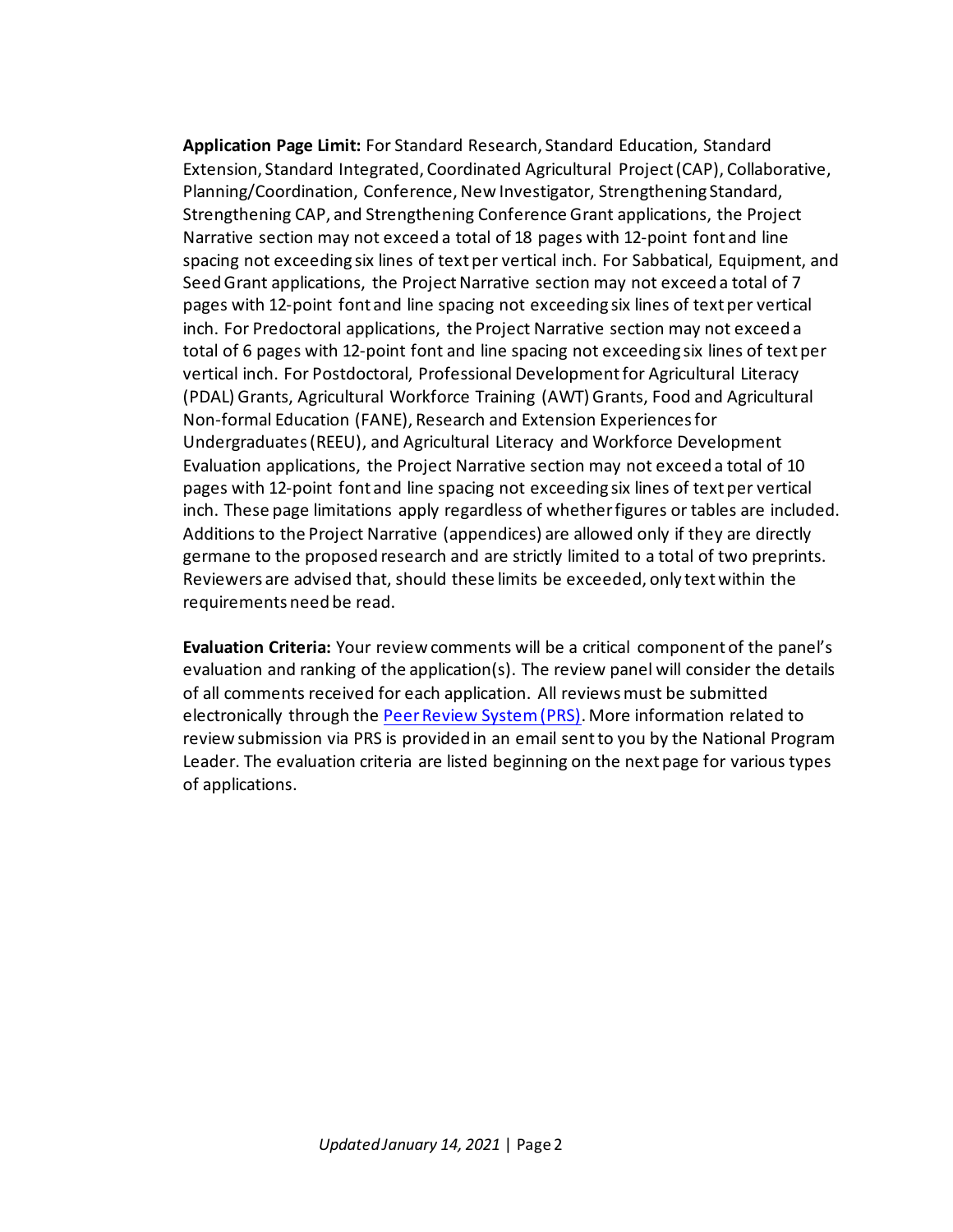**Application Page Limit:** For Standard Research, Standard Education, Standard Extension, Standard Integrated, Coordinated Agricultural Project (CAP), Collaborative, Planning/Coordination, Conference, New Investigator, Strengthening Standard, Strengthening CAP, and Strengthening Conference Grant applications, the Project Narrative section may not exceed a total of 18 pages with 12-point font and line spacing not exceeding six lines of text per vertical inch. For Sabbatical, Equipment, and Seed Grant applications, the Project Narrative section may not exceed a total of 7 pages with 12-point font and line spacing not exceeding six lines of text per vertical inch. For Predoctoral applications, the Project Narrative section may not exceed a total of 6 pages with 12-point font and line spacing not exceeding six lines of text per vertical inch. For Postdoctoral, Professional Development for Agricultural Literacy (PDAL) Grants, Agricultural Workforce Training (AWT) Grants, Food and Agricultural Non-formal Education (FANE), Research and Extension Experiences for Undergraduates (REEU), and Agricultural Literacy and Workforce Development Evaluation applications, the Project Narrative section may not exceed a total of 10 pages with 12-point font and line spacing not exceeding six lines of text per vertical inch. These page limitations apply regardless of whether figures or tables are included. Additions to the Project Narrative (appendices) are allowed only if they are directly germane to the proposed research and are strictly limited to a total of two preprints. Reviewers are advised that, should these limits be exceeded, only text within the requirements need be read.

**Evaluation Criteria:** Your review comments will be a critical component of the panel's evaluation and ranking of the application(s). The review panel will consider the details of all comments received for each application. All reviews must be submitted electronically through the Peer Review System (PRS). More information related to review submission via PRS is provided in an email sent to you by the National Program Leader. The evaluation criteria are listed beginning on the next page for various types of applications.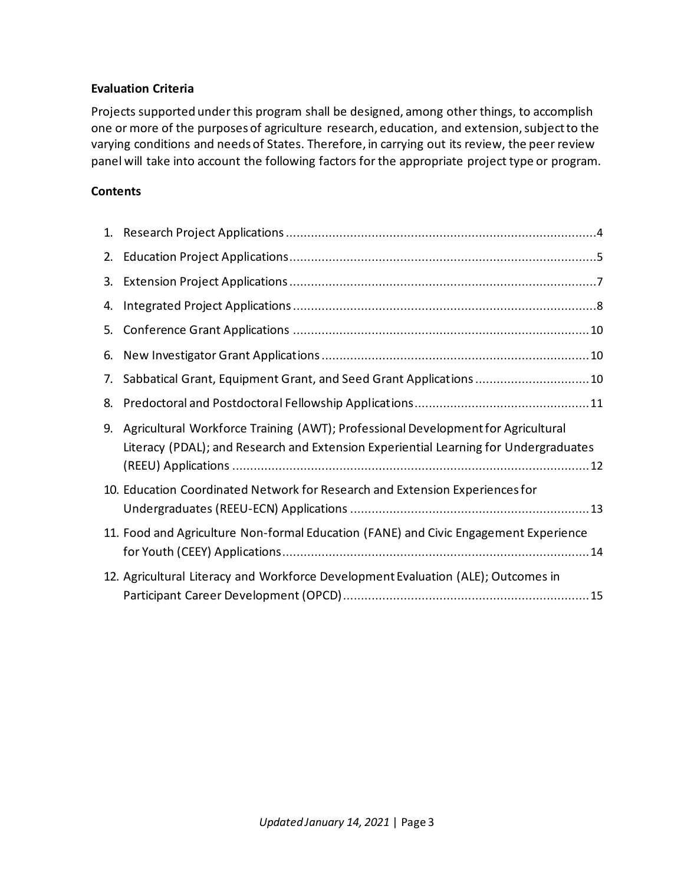**Evaluation Criteria**

Projects supported under this program shall be designed, among other things, to accomplish one or more of the purposes of agriculture research, education, and extension, subject to the varying conditions and needs of States. Therefore, in carrying out its review, the peer review panel will take into account the following factors for the appropriate project type or program.

**Contents**

1. Research Project Applications ........................................ 4
2. Education Project Applications ........................................ 5
3. Extension Project Applications ........................................ 7
4. Integrated Project Applications ........................................ 8
5. Conference Grant Applications ........................................ 10
6. New Investigator Grant Applications ........................................ 10
7. Sabbatical Grant, Equipment Grant, and Seed Grant Applications ........................................ 10
8. Predoctoral and Postdoctoral Fellowship Applications ........................................ 11
9. Agricultural Workforce Training (AWT); Professional Development for Agricultural Literacy (PDAL); and Research and Extension Experiential Learning for Undergraduates (REEU) Applications ........................................ 12
10. Education Coordinated Network for Research and Extension Experiences for Undergraduates (REEU-ECN) Applications ........................................ 13
11. Food and Agriculture Non-formal Education (FANE) and Civic Engagement Experience for Youth (CEEY) Applications ........................................ 14
12. Agricultural Literacy and Workforce Development Evaluation (ALE); Outcomes in Participant Career Development (OPCD) ........................................ 15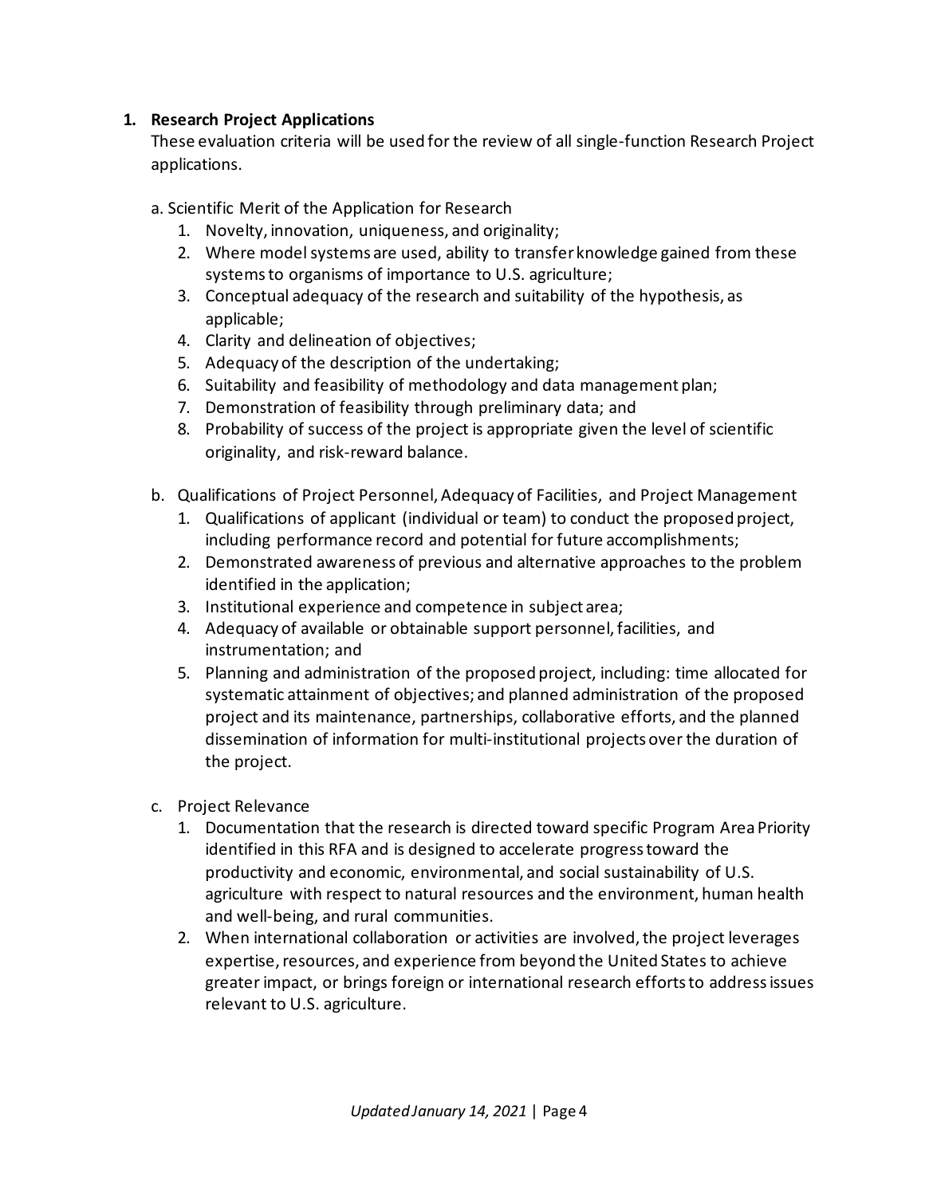1. **Research Project Applications**

   These evaluation criteria will be used for the review of all single-function Research Project applications.

   a. Scientific Merit of the Application for Research
      1. Novelty, innovation, uniqueness, and originality;
      2. Where model systems are used, ability to transfer knowledge gained from these systems to organisms of importance to U.S. agriculture;
      3. Conceptual adequacy of the research and suitability of the hypothesis, as applicable;
      4. Clarity and delineation of objectives;
      5. Adequacy of the description of the undertaking;
      6. Suitability and feasibility of methodology and data management plan;
      7. Demonstration of feasibility through preliminary data; and
      8. Probability of success of the project is appropriate given the level of scientific originality, and risk-reward balance.

   b. Qualifications of Project Personnel, Adequacy of Facilities, and Project Management
      1. Qualifications of applicant (individual or team) to conduct the proposed project, including performance record and potential for future accomplishments;
      2. Demonstrated awareness of previous and alternative approaches to the problem identified in the application;
      3. Institutional experience and competence in subject area;
      4. Adequacy of available or obtainable support personnel, facilities, and instrumentation; and
      5. Planning and administration of the proposed project, including: time allocated for systematic attainment of objectives; and planned administration of the proposed project and its maintenance, partnerships, collaborative efforts, and the planned dissemination of information for multi-institutional projects over the duration of the project.

   c. Project Relevance
      1. Documentation that the research is directed toward specific Program Area Priority identified in this RFA and is designed to accelerate progress toward the productivity and economic, environmental, and social sustainability of U.S. agriculture with respect to natural resources and the environment, human health and well-being, and rural communities.
      2. When international collaboration or activities are involved, the project leverages expertise, resources, and experience from beyond the United States to achieve greater impact, or brings foreign or international research efforts to address issues relevant to U.S. agriculture.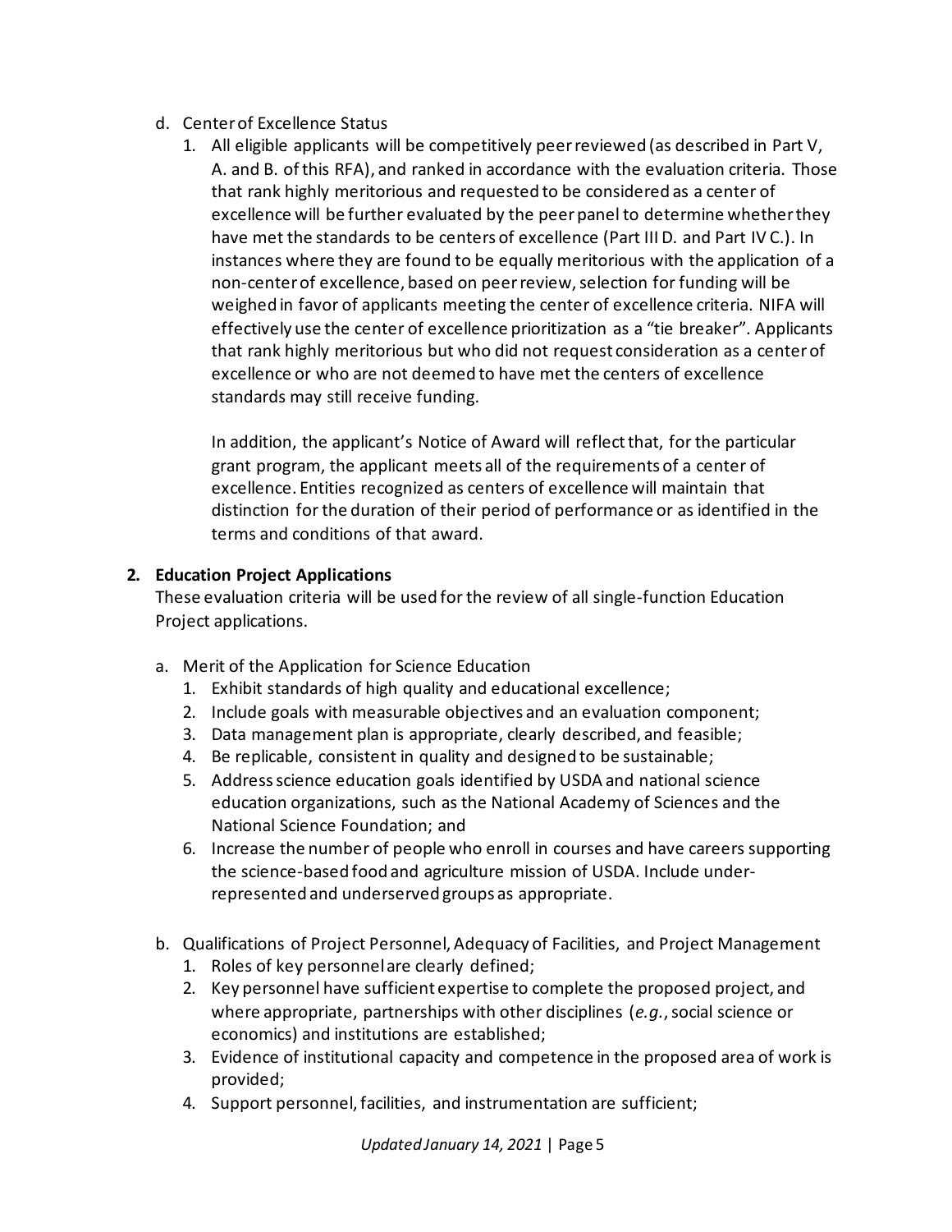d. Center of Excellence Status

1. All eligible applicants will be competitively peer reviewed (as described in Part V, A. and B. of this RFA), and ranked in accordance with the evaluation criteria. Those that rank highly meritorious and requested to be considered as a center of excellence will be further evaluated by the peer panel to determine whether they have met the standards to be centers of excellence (Part III D. and Part IV C.). In instances where they are found to be equally meritorious with the application of a non-center of excellence, based on peer review, selection for funding will be weighed in favor of applicants meeting the center of excellence criteria. NIFA will effectively use the center of excellence prioritization as a "tie breaker". Applicants that rank highly meritorious but who did not request consideration as a center of excellence or who are not deemed to have met the centers of excellence standards may still receive funding.

   In addition, the applicant's Notice of Award will reflect that, for the particular grant program, the applicant meets all of the requirements of a center of excellence. Entities recognized as centers of excellence will maintain that distinction for the duration of their period of performance or as identified in the terms and conditions of that award.

**2. Education Project Applications**

These evaluation criteria will be used for the review of all single-function Education Project applications.

a. Merit of the Application for Science Education

1. Exhibit standards of high quality and educational excellence;
2. Include goals with measurable objectives and an evaluation component;
3. Data management plan is appropriate, clearly described, and feasible;
4. Be replicable, consistent in quality and designed to be sustainable;
5. Address science education goals identified by USDA and national science education organizations, such as the National Academy of Sciences and the National Science Foundation; and
6. Increase the number of people who enroll in courses and have careers supporting the science-based food and agriculture mission of USDA. Include under-represented and underserved groups as appropriate.

b. Qualifications of Project Personnel, Adequacy of Facilities, and Project Management

1. Roles of key personnel are clearly defined;
2. Key personnel have sufficient expertise to complete the proposed project, and where appropriate, partnerships with other disciplines (*e.g.*, social science or economics) and institutions are established;
3. Evidence of institutional capacity and competence in the proposed area of work is provided;
4. Support personnel, facilities, and instrumentation are sufficient;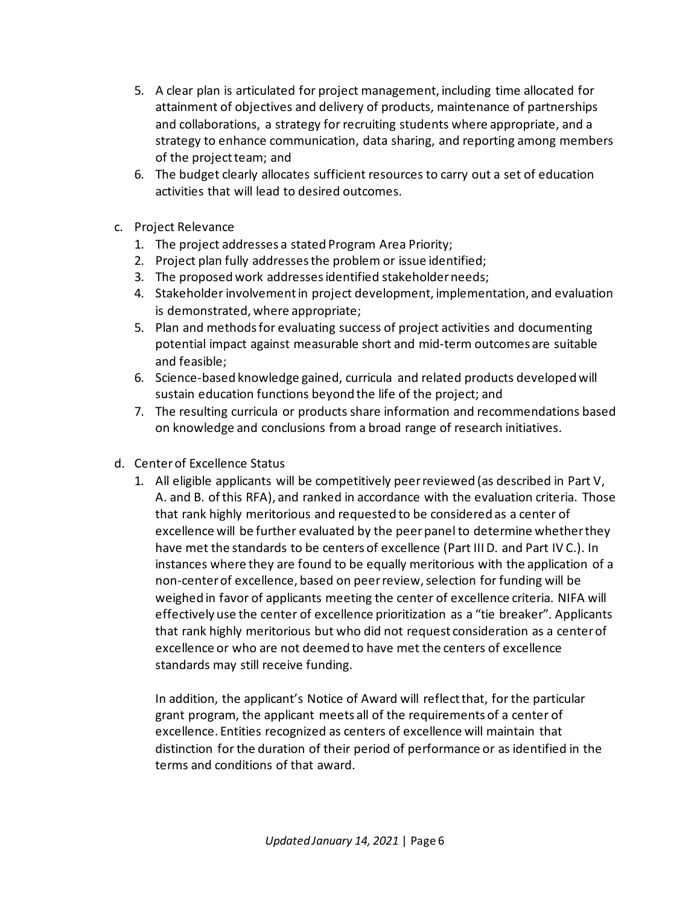5. A clear plan is articulated for project management, including time allocated for attainment of objectives and delivery of products, maintenance of partnerships and collaborations, a strategy for recruiting students where appropriate, and a strategy to enhance communication, data sharing, and reporting among members of the project team; and
6. The budget clearly allocates sufficient resources to carry out a set of education activities that will lead to desired outcomes.

c. Project Relevance
   1. The project addresses a stated Program Area Priority;
   2. Project plan fully addresses the problem or issue identified;
   3. The proposed work addresses identified stakeholder needs;
   4. Stakeholder involvement in project development, implementation, and evaluation is demonstrated, where appropriate;
   5. Plan and methods for evaluating success of project activities and documenting potential impact against measurable short and mid-term outcomes are suitable and feasible;
   6. Science-based knowledge gained, curricula and related products developed will sustain education functions beyond the life of the project; and
   7. The resulting curricula or products share information and recommendations based on knowledge and conclusions from a broad range of research initiatives.

d. Center of Excellence Status
   1. All eligible applicants will be competitively peer reviewed (as described in Part V, A. and B. of this RFA), and ranked in accordance with the evaluation criteria. Those that rank highly meritorious and requested to be considered as a center of excellence will be further evaluated by the peer panel to determine whether they have met the standards to be centers of excellence (Part III D. and Part IV C.). In instances where they are found to be equally meritorious with the application of a non-center of excellence, based on peer review, selection for funding will be weighed in favor of applicants meeting the center of excellence criteria. NIFA will effectively use the center of excellence prioritization as a "tie breaker". Applicants that rank highly meritorious but who did not request consideration as a center of excellence or who are not deemed to have met the centers of excellence standards may still receive funding.

      In addition, the applicant's Notice of Award will reflect that, for the particular grant program, the applicant meets all of the requirements of a center of excellence. Entities recognized as centers of excellence will maintain that distinction for the duration of their period of performance or as identified in the terms and conditions of that award.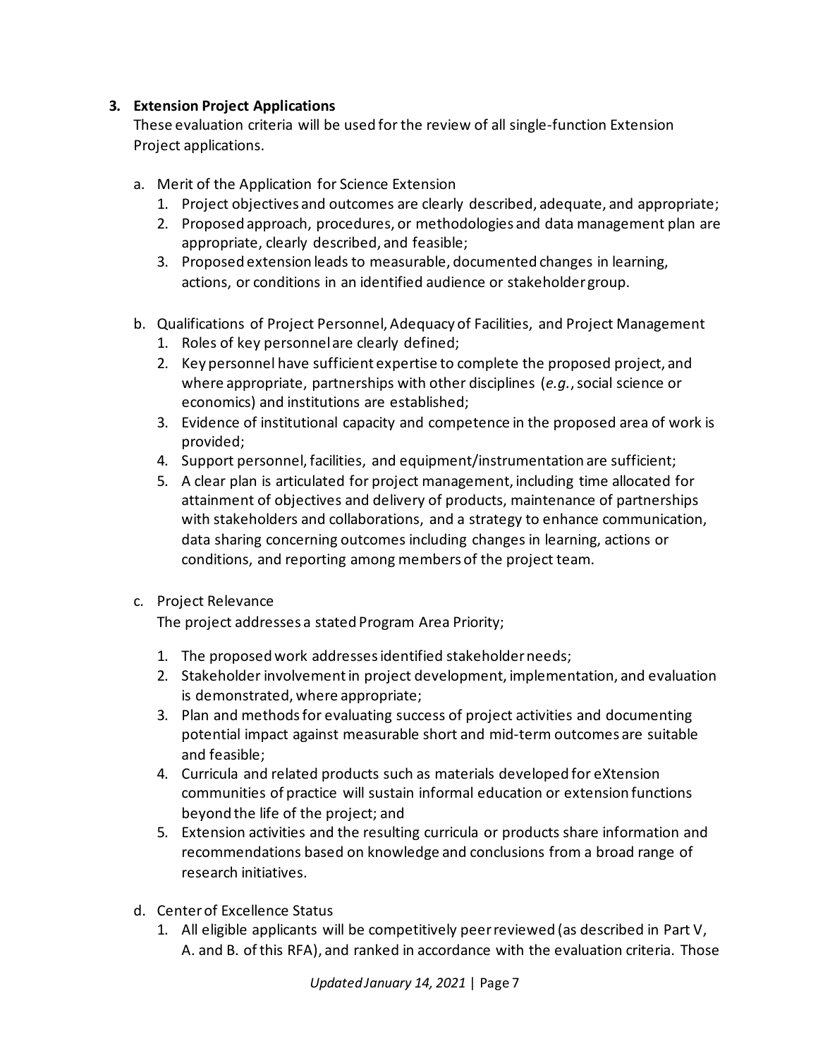### 3. Extension Project Applications

These evaluation criteria will be used for the review of all single-function Extension Project applications.

a. Merit of the Application for Science Extension
   1. Project objectives and outcomes are clearly described, adequate, and appropriate;
   2. Proposed approach, procedures, or methodologies and data management plan are appropriate, clearly described, and feasible;
   3. Proposed extension leads to measurable, documented changes in learning, actions, or conditions in an identified audience or stakeholder group.

b. Qualifications of Project Personnel, Adequacy of Facilities, and Project Management
   1. Roles of key personnel are clearly defined;
   2. Key personnel have sufficient expertise to complete the proposed project, and where appropriate, partnerships with other disciplines (*e.g.*, social science or economics) and institutions are established;
   3. Evidence of institutional capacity and competence in the proposed area of work is provided;
   4. Support personnel, facilities, and equipment/instrumentation are sufficient;
   5. A clear plan is articulated for project management, including time allocated for attainment of objectives and delivery of products, maintenance of partnerships with stakeholders and collaborations, and a strategy to enhance communication, data sharing concerning outcomes including changes in learning, actions or conditions, and reporting among members of the project team.

c. Project Relevance

   The project addresses a stated Program Area Priority;

   1. The proposed work addresses identified stakeholder needs;
   2. Stakeholder involvement in project development, implementation, and evaluation is demonstrated, where appropriate;
   3. Plan and methods for evaluating success of project activities and documenting potential impact against measurable short and mid-term outcomes are suitable and feasible;
   4. Curricula and related products such as materials developed for eXtension communities of practice will sustain informal education or extension functions beyond the life of the project; and
   5. Extension activities and the resulting curricula or products share information and recommendations based on knowledge and conclusions from a broad range of research initiatives.

d. Center of Excellence Status
   1. All eligible applicants will be competitively peer reviewed (as described in Part V, A. and B. of this RFA), and ranked in accordance with the evaluation criteria. Those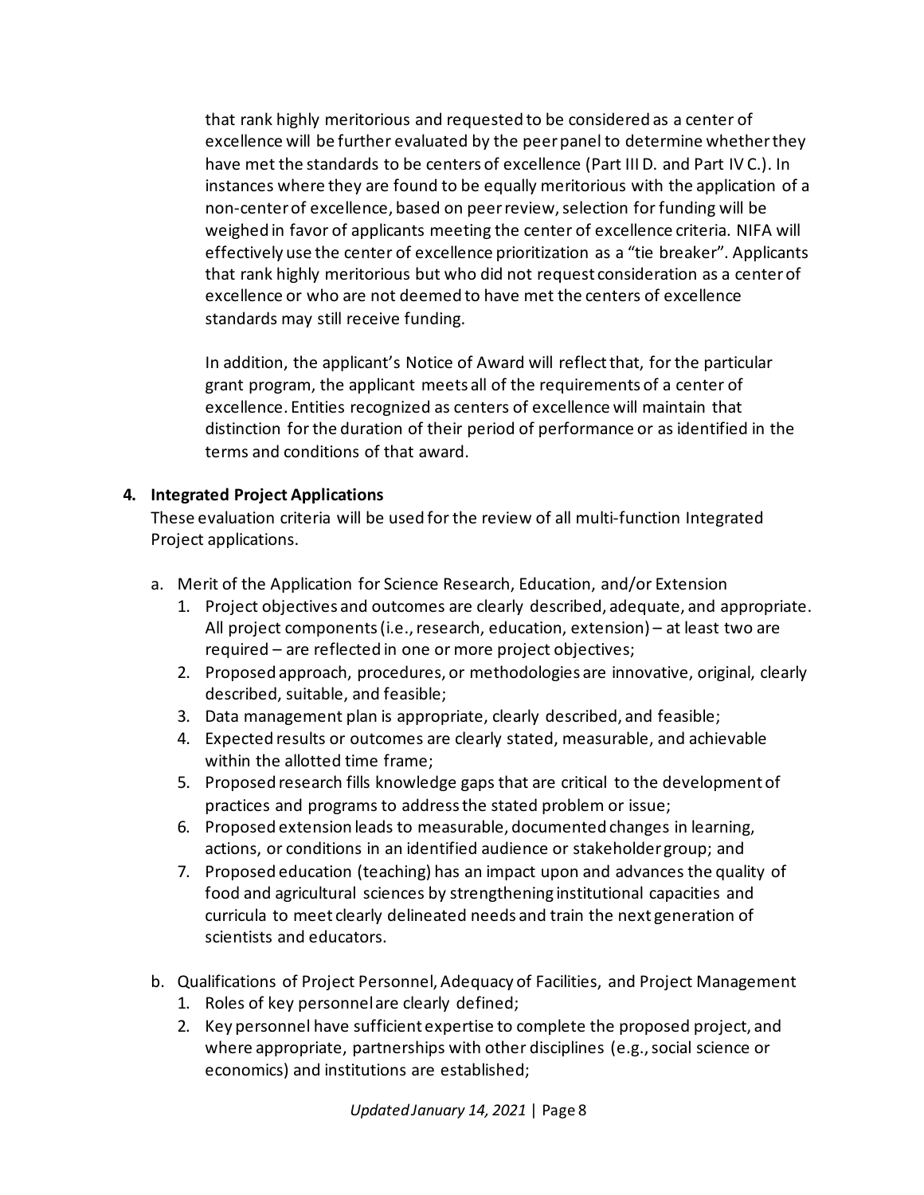that rank highly meritorious and requested to be considered as a center of excellence will be further evaluated by the peer panel to determine whether they have met the standards to be centers of excellence (Part III D. and Part IV C.). In instances where they are found to be equally meritorious with the application of a non-center of excellence, based on peer review, selection for funding will be weighed in favor of applicants meeting the center of excellence criteria. NIFA will effectively use the center of excellence prioritization as a "tie breaker". Applicants that rank highly meritorious but who did not request consideration as a center of excellence or who are not deemed to have met the centers of excellence standards may still receive funding.

In addition, the applicant's Notice of Award will reflect that, for the particular grant program, the applicant meets all of the requirements of a center of excellence. Entities recognized as centers of excellence will maintain that distinction for the duration of their period of performance or as identified in the terms and conditions of that award.

**4. Integrated Project Applications**

These evaluation criteria will be used for the review of all multi-function Integrated Project applications.

a. Merit of the Application for Science Research, Education, and/or Extension
   1. Project objectives and outcomes are clearly described, adequate, and appropriate. All project components (i.e., research, education, extension) – at least two are required – are reflected in one or more project objectives;
   2. Proposed approach, procedures, or methodologies are innovative, original, clearly described, suitable, and feasible;
   3. Data management plan is appropriate, clearly described, and feasible;
   4. Expected results or outcomes are clearly stated, measurable, and achievable within the allotted time frame;
   5. Proposed research fills knowledge gaps that are critical to the development of practices and programs to address the stated problem or issue;
   6. Proposed extension leads to measurable, documented changes in learning, actions, or conditions in an identified audience or stakeholder group; and
   7. Proposed education (teaching) has an impact upon and advances the quality of food and agricultural sciences by strengthening institutional capacities and curricula to meet clearly delineated needs and train the next generation of scientists and educators.

b. Qualifications of Project Personnel, Adequacy of Facilities, and Project Management
   1. Roles of key personnel are clearly defined;
   2. Key personnel have sufficient expertise to complete the proposed project, and where appropriate, partnerships with other disciplines (e.g., social science or economics) and institutions are established;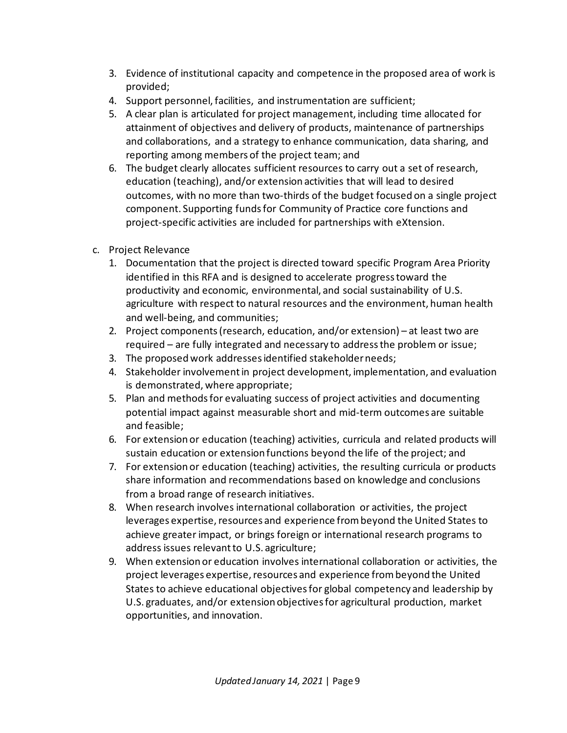3. Evidence of institutional capacity and competence in the proposed area of work is provided;
4. Support personnel, facilities, and instrumentation are sufficient;
5. A clear plan is articulated for project management, including time allocated for attainment of objectives and delivery of products, maintenance of partnerships and collaborations, and a strategy to enhance communication, data sharing, and reporting among members of the project team; and
6. The budget clearly allocates sufficient resources to carry out a set of research, education (teaching), and/or extension activities that will lead to desired outcomes, with no more than two-thirds of the budget focused on a single project component. Supporting funds for Community of Practice core functions and project-specific activities are included for partnerships with eXtension.

c. Project Relevance

1. Documentation that the project is directed toward specific Program Area Priority identified in this RFA and is designed to accelerate progress toward the productivity and economic, environmental, and social sustainability of U.S. agriculture with respect to natural resources and the environment, human health and well-being, and communities;
2. Project components (research, education, and/or extension) – at least two are required – are fully integrated and necessary to address the problem or issue;
3. The proposed work addresses identified stakeholder needs;
4. Stakeholder involvement in project development, implementation, and evaluation is demonstrated, where appropriate;
5. Plan and methods for evaluating success of project activities and documenting potential impact against measurable short and mid-term outcomes are suitable and feasible;
6. For extension or education (teaching) activities, curricula and related products will sustain education or extension functions beyond the life of the project; and
7. For extension or education (teaching) activities, the resulting curricula or products share information and recommendations based on knowledge and conclusions from a broad range of research initiatives.
8. When research involves international collaboration or activities, the project leverages expertise, resources and experience from beyond the United States to achieve greater impact, or brings foreign or international research programs to address issues relevant to U.S. agriculture;
9. When extension or education involves international collaboration or activities, the project leverages expertise, resources and experience from beyond the United States to achieve educational objectives for global competency and leadership by U.S. graduates, and/or extension objectives for agricultural production, market opportunities, and innovation.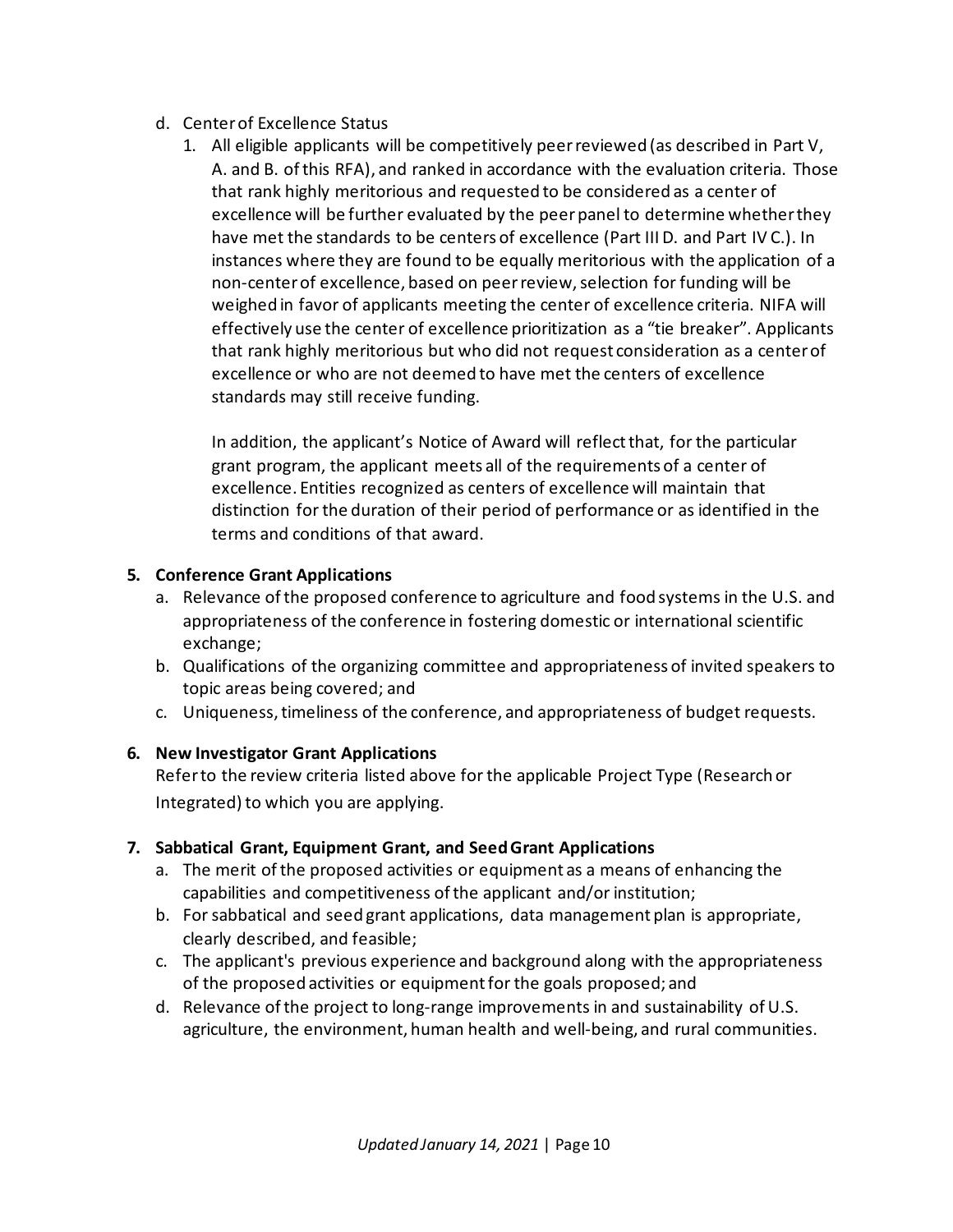d. Center of Excellence Status

   1. All eligible applicants will be competitively peer reviewed (as described in Part V, A. and B. of this RFA), and ranked in accordance with the evaluation criteria. Those that rank highly meritorious and requested to be considered as a center of excellence will be further evaluated by the peer panel to determine whether they have met the standards to be centers of excellence (Part III D. and Part IV C.). In instances where they are found to be equally meritorious with the application of a non-center of excellence, based on peer review, selection for funding will be weighed in favor of applicants meeting the center of excellence criteria. NIFA will effectively use the center of excellence prioritization as a "tie breaker". Applicants that rank highly meritorious but who did not request consideration as a center of excellence or who are not deemed to have met the centers of excellence standards may still receive funding.

      In addition, the applicant's Notice of Award will reflect that, for the particular grant program, the applicant meets all of the requirements of a center of excellence. Entities recognized as centers of excellence will maintain that distinction for the duration of their period of performance or as identified in the terms and conditions of that award.

**5. Conference Grant Applications**

a. Relevance of the proposed conference to agriculture and food systems in the U.S. and appropriateness of the conference in fostering domestic or international scientific exchange;

b. Qualifications of the organizing committee and appropriateness of invited speakers to topic areas being covered; and

c. Uniqueness, timeliness of the conference, and appropriateness of budget requests.

**6. New Investigator Grant Applications**

Refer to the review criteria listed above for the applicable Project Type (Research or Integrated) to which you are applying.

**7. Sabbatical Grant, Equipment Grant, and Seed Grant Applications**

a. The merit of the proposed activities or equipment as a means of enhancing the capabilities and competitiveness of the applicant and/or institution;

b. For sabbatical and seed grant applications, data management plan is appropriate, clearly described, and feasible;

c. The applicant's previous experience and background along with the appropriateness of the proposed activities or equipment for the goals proposed; and

d. Relevance of the project to long-range improvements in and sustainability of U.S. agriculture, the environment, human health and well-being, and rural communities.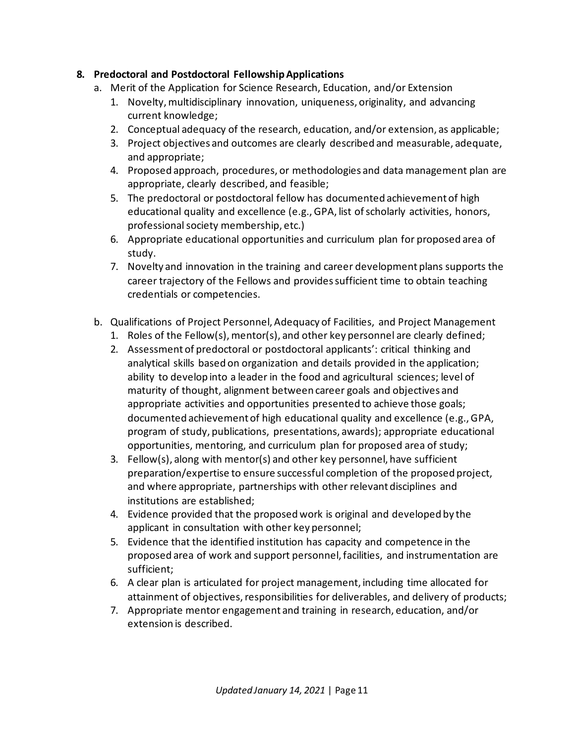**8. Predoctoral and Postdoctoral Fellowship Applications**

a. Merit of the Application for Science Research, Education, and/or Extension

1. Novelty, multidisciplinary innovation, uniqueness, originality, and advancing current knowledge;
2. Conceptual adequacy of the research, education, and/or extension, as applicable;
3. Project objectives and outcomes are clearly described and measurable, adequate, and appropriate;
4. Proposed approach, procedures, or methodologies and data management plan are appropriate, clearly described, and feasible;
5. The predoctoral or postdoctoral fellow has documented achievement of high educational quality and excellence (e.g., GPA, list of scholarly activities, honors, professional society membership, etc.)
6. Appropriate educational opportunities and curriculum plan for proposed area of study.
7. Novelty and innovation in the training and career development plans supports the career trajectory of the Fellows and provides sufficient time to obtain teaching credentials or competencies.

b. Qualifications of Project Personnel, Adequacy of Facilities, and Project Management

1. Roles of the Fellow(s), mentor(s), and other key personnel are clearly defined;
2. Assessment of predoctoral or postdoctoral applicants': critical thinking and analytical skills based on organization and details provided in the application; ability to develop into a leader in the food and agricultural sciences; level of maturity of thought, alignment between career goals and objectives and appropriate activities and opportunities presented to achieve those goals; documented achievement of high educational quality and excellence (e.g., GPA, program of study, publications, presentations, awards); appropriate educational opportunities, mentoring, and curriculum plan for proposed area of study;
3. Fellow(s), along with mentor(s) and other key personnel, have sufficient preparation/expertise to ensure successful completion of the proposed project, and where appropriate, partnerships with other relevant disciplines and institutions are established;
4. Evidence provided that the proposed work is original and developed by the applicant in consultation with other key personnel;
5. Evidence that the identified institution has capacity and competence in the proposed area of work and support personnel, facilities, and instrumentation are sufficient;
6. A clear plan is articulated for project management, including time allocated for attainment of objectives, responsibilities for deliverables, and delivery of products;
7. Appropriate mentor engagement and training in research, education, and/or extension is described.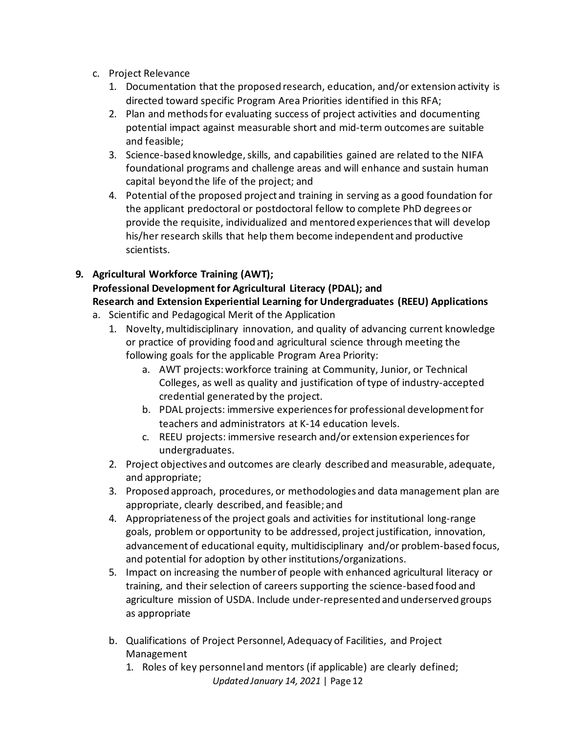c. Project Relevance
   1. Documentation that the proposed research, education, and/or extension activity is directed toward specific Program Area Priorities identified in this RFA;
   2. Plan and methods for evaluating success of project activities and documenting potential impact against measurable short and mid-term outcomes are suitable and feasible;
   3. Science-based knowledge, skills, and capabilities gained are related to the NIFA foundational programs and challenge areas and will enhance and sustain human capital beyond the life of the project; and
   4. Potential of the proposed project and training in serving as a good foundation for the applicant predoctoral or postdoctoral fellow to complete PhD degrees or provide the requisite, individualized and mentored experiences that will develop his/her research skills that help them become independent and productive scientists.

**9. Agricultural Workforce Training (AWT); Professional Development for Agricultural Literacy (PDAL); and Research and Extension Experiential Learning for Undergraduates (REEU) Applications**

a. Scientific and Pedagogical Merit of the Application
   1. Novelty, multidisciplinary innovation, and quality of advancing current knowledge or practice of providing food and agricultural science through meeting the following goals for the applicable Program Area Priority:
      a. AWT projects: workforce training at Community, Junior, or Technical Colleges, as well as quality and justification of type of industry-accepted credential generated by the project.
      b. PDAL projects: immersive experiences for professional development for teachers and administrators at K-14 education levels.
      c. REEU projects: immersive research and/or extension experiences for undergraduates.
   2. Project objectives and outcomes are clearly described and measurable, adequate, and appropriate;
   3. Proposed approach, procedures, or methodologies and data management plan are appropriate, clearly described, and feasible; and
   4. Appropriateness of the project goals and activities for institutional long-range goals, problem or opportunity to be addressed, project justification, innovation, advancement of educational equity, multidisciplinary and/or problem-based focus, and potential for adoption by other institutions/organizations.
   5. Impact on increasing the number of people with enhanced agricultural literacy or training, and their selection of careers supporting the science-based food and agriculture mission of USDA. Include under-represented and underserved groups as appropriate

b. Qualifications of Project Personnel, Adequacy of Facilities, and Project Management
   1. Roles of key personnel and mentors (if applicable) are clearly defined;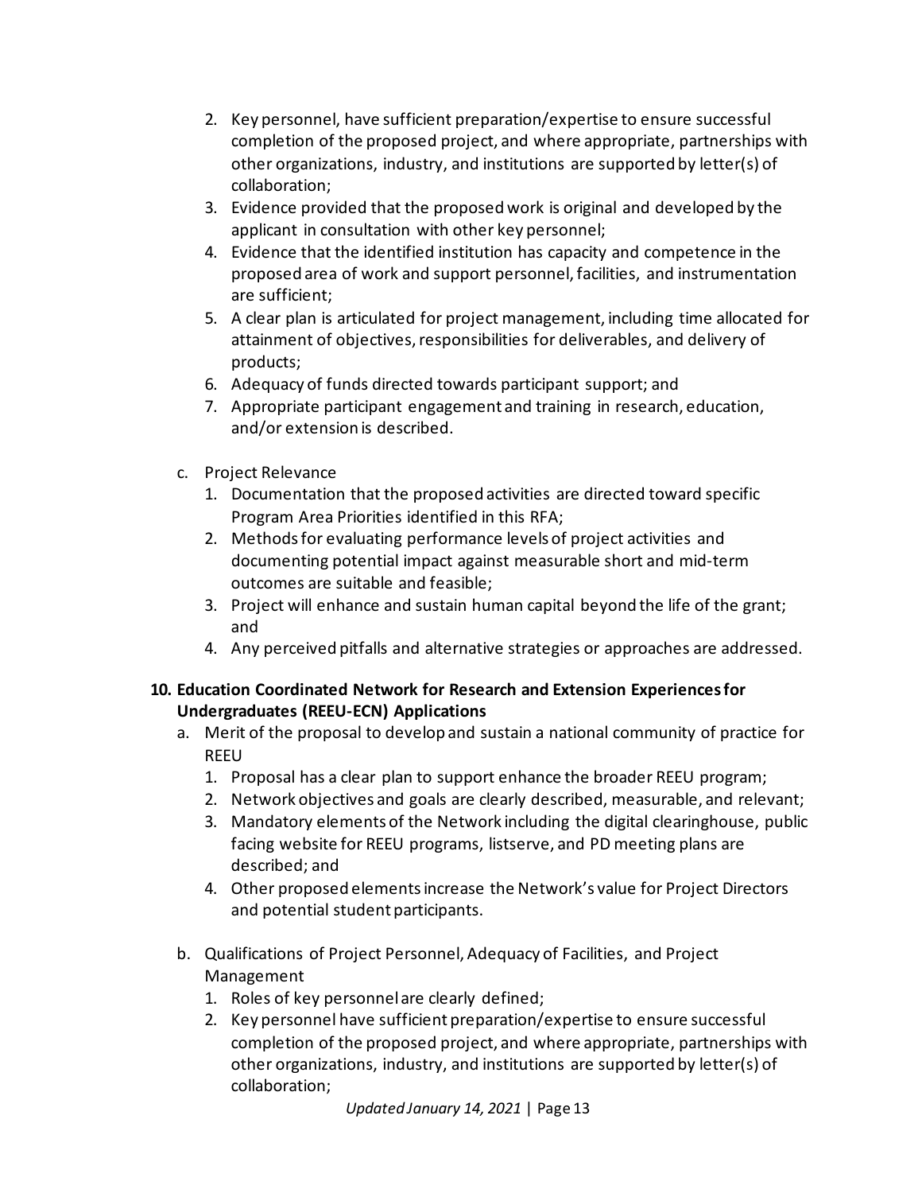2. Key personnel, have sufficient preparation/expertise to ensure successful completion of the proposed project, and where appropriate, partnerships with other organizations, industry, and institutions are supported by letter(s) of collaboration;
3. Evidence provided that the proposed work is original and developed by the applicant in consultation with other key personnel;
4. Evidence that the identified institution has capacity and competence in the proposed area of work and support personnel, facilities, and instrumentation are sufficient;
5. A clear plan is articulated for project management, including time allocated for attainment of objectives, responsibilities for deliverables, and delivery of products;
6. Adequacy of funds directed towards participant support; and
7. Appropriate participant engagement and training in research, education, and/or extension is described.

c. Project Relevance
   1. Documentation that the proposed activities are directed toward specific Program Area Priorities identified in this RFA;
   2. Methods for evaluating performance levels of project activities and documenting potential impact against measurable short and mid-term outcomes are suitable and feasible;
   3. Project will enhance and sustain human capital beyond the life of the grant; and
   4. Any perceived pitfalls and alternative strategies or approaches are addressed.

**10. Education Coordinated Network for Research and Extension Experiences for Undergraduates (REEU-ECN) Applications**

a. Merit of the proposal to develop and sustain a national community of practice for REEU
   1. Proposal has a clear plan to support enhance the broader REEU program;
   2. Network objectives and goals are clearly described, measurable, and relevant;
   3. Mandatory elements of the Network including the digital clearinghouse, public facing website for REEU programs, listserve, and PD meeting plans are described; and
   4. Other proposed elements increase the Network's value for Project Directors and potential student participants.

b. Qualifications of Project Personnel, Adequacy of Facilities, and Project Management
   1. Roles of key personnel are clearly defined;
   2. Key personnel have sufficient preparation/expertise to ensure successful completion of the proposed project, and where appropriate, partnerships with other organizations, industry, and institutions are supported by letter(s) of collaboration;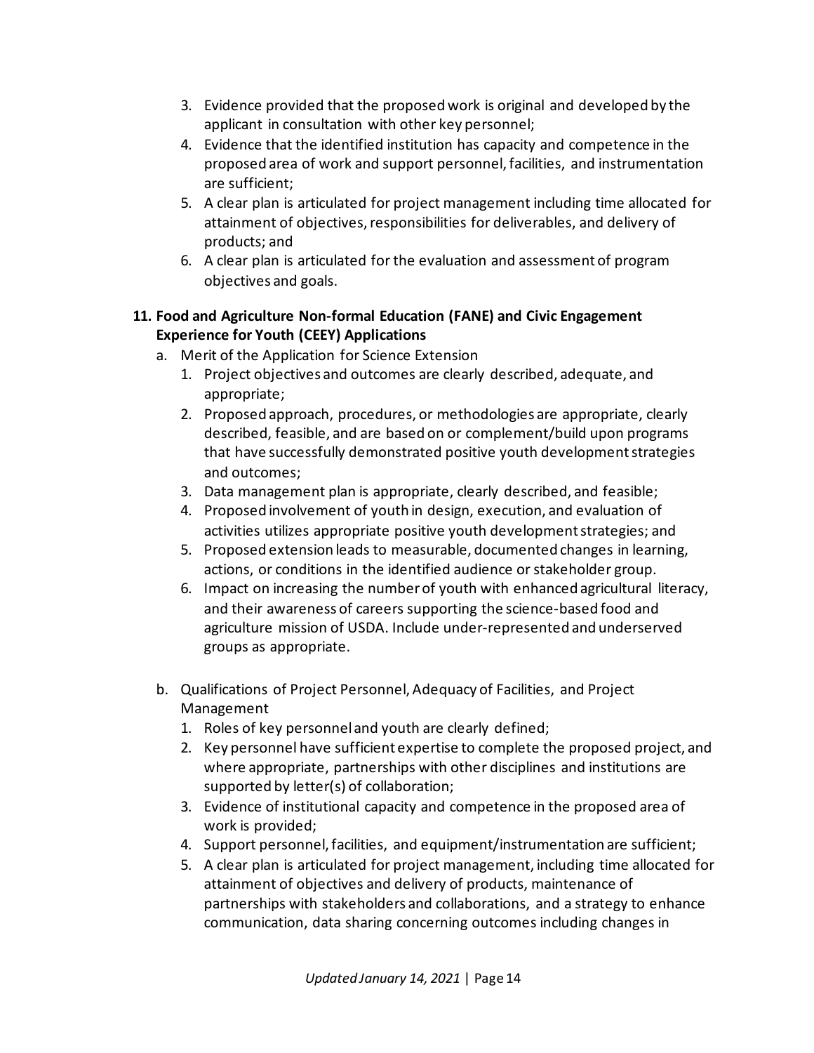3. Evidence provided that the proposed work is original and developed by the applicant in consultation with other key personnel;
4. Evidence that the identified institution has capacity and competence in the proposed area of work and support personnel, facilities, and instrumentation are sufficient;
5. A clear plan is articulated for project management including time allocated for attainment of objectives, responsibilities for deliverables, and delivery of products; and
6. A clear plan is articulated for the evaluation and assessment of program objectives and goals.

**11. Food and Agriculture Non-formal Education (FANE) and Civic Engagement Experience for Youth (CEEY) Applications**

a. Merit of the Application for Science Extension
   1. Project objectives and outcomes are clearly described, adequate, and appropriate;
   2. Proposed approach, procedures, or methodologies are appropriate, clearly described, feasible, and are based on or complement/build upon programs that have successfully demonstrated positive youth development strategies and outcomes;
   3. Data management plan is appropriate, clearly described, and feasible;
   4. Proposed involvement of youth in design, execution, and evaluation of activities utilizes appropriate positive youth development strategies; and
   5. Proposed extension leads to measurable, documented changes in learning, actions, or conditions in the identified audience or stakeholder group.
   6. Impact on increasing the number of youth with enhanced agricultural literacy, and their awareness of careers supporting the science-based food and agriculture mission of USDA. Include under-represented and underserved groups as appropriate.

b. Qualifications of Project Personnel, Adequacy of Facilities, and Project Management
   1. Roles of key personnel and youth are clearly defined;
   2. Key personnel have sufficient expertise to complete the proposed project, and where appropriate, partnerships with other disciplines and institutions are supported by letter(s) of collaboration;
   3. Evidence of institutional capacity and competence in the proposed area of work is provided;
   4. Support personnel, facilities, and equipment/instrumentation are sufficient;
   5. A clear plan is articulated for project management, including time allocated for attainment of objectives and delivery of products, maintenance of partnerships with stakeholders and collaborations, and a strategy to enhance communication, data sharing concerning outcomes including changes in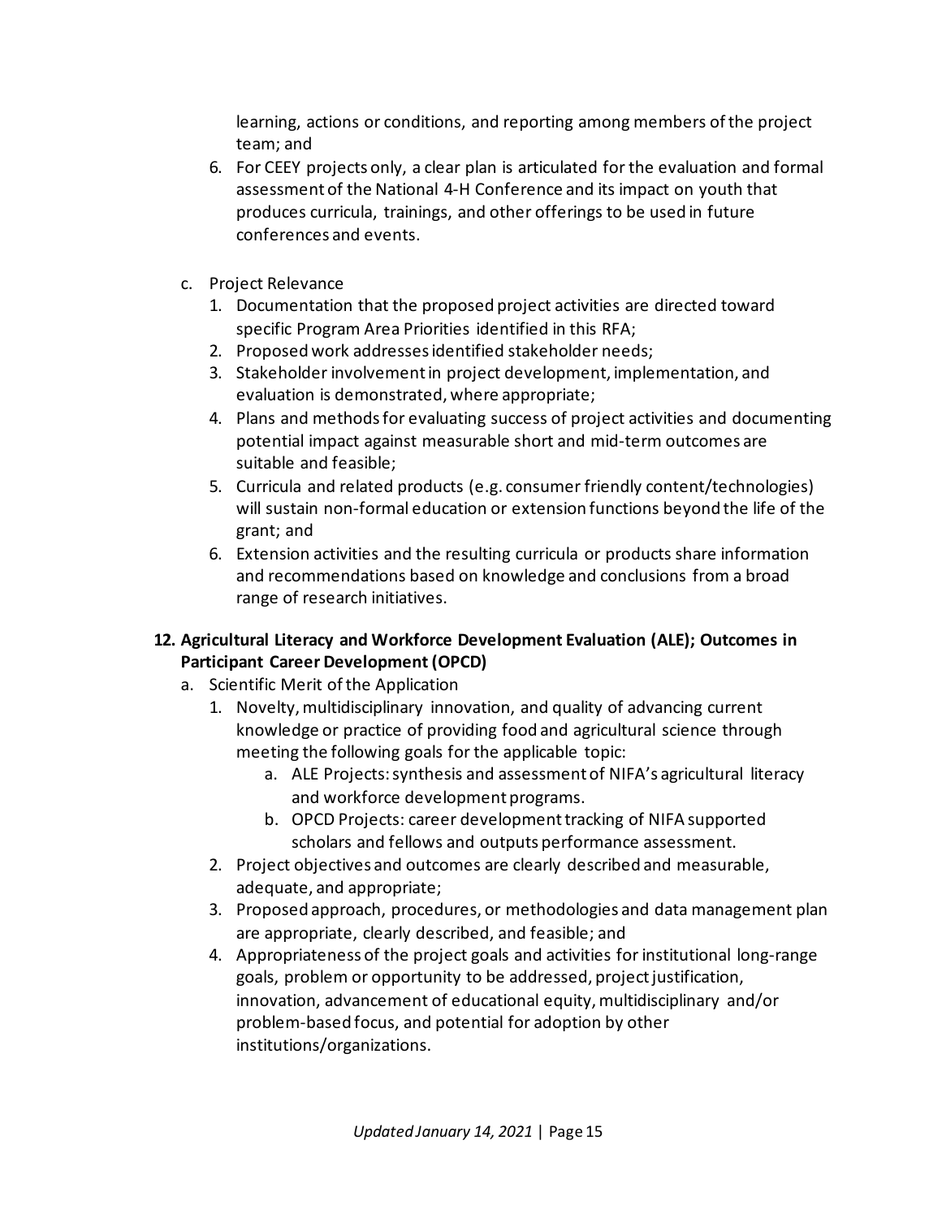learning, actions or conditions, and reporting among members of the project team; and

6. For CEEY projects only, a clear plan is articulated for the evaluation and formal assessment of the National 4-H Conference and its impact on youth that produces curricula, trainings, and other offerings to be used in future conferences and events.

c. Project Relevance
   1. Documentation that the proposed project activities are directed toward specific Program Area Priorities identified in this RFA;
   2. Proposed work addresses identified stakeholder needs;
   3. Stakeholder involvement in project development, implementation, and evaluation is demonstrated, where appropriate;
   4. Plans and methods for evaluating success of project activities and documenting potential impact against measurable short and mid-term outcomes are suitable and feasible;
   5. Curricula and related products (e.g. consumer friendly content/technologies) will sustain non-formal education or extension functions beyond the life of the grant; and
   6. Extension activities and the resulting curricula or products share information and recommendations based on knowledge and conclusions from a broad range of research initiatives.

**12. Agricultural Literacy and Workforce Development Evaluation (ALE); Outcomes in Participant Career Development (OPCD)**

a. Scientific Merit of the Application
   1. Novelty, multidisciplinary innovation, and quality of advancing current knowledge or practice of providing food and agricultural science through meeting the following goals for the applicable topic:
      a. ALE Projects: synthesis and assessment of NIFA's agricultural literacy and workforce development programs.
      b. OPCD Projects: career development tracking of NIFA supported scholars and fellows and outputs performance assessment.
   2. Project objectives and outcomes are clearly described and measurable, adequate, and appropriate;
   3. Proposed approach, procedures, or methodologies and data management plan are appropriate, clearly described, and feasible; and
   4. Appropriateness of the project goals and activities for institutional long-range goals, problem or opportunity to be addressed, project justification, innovation, advancement of educational equity, multidisciplinary and/or problem-based focus, and potential for adoption by other institutions/organizations.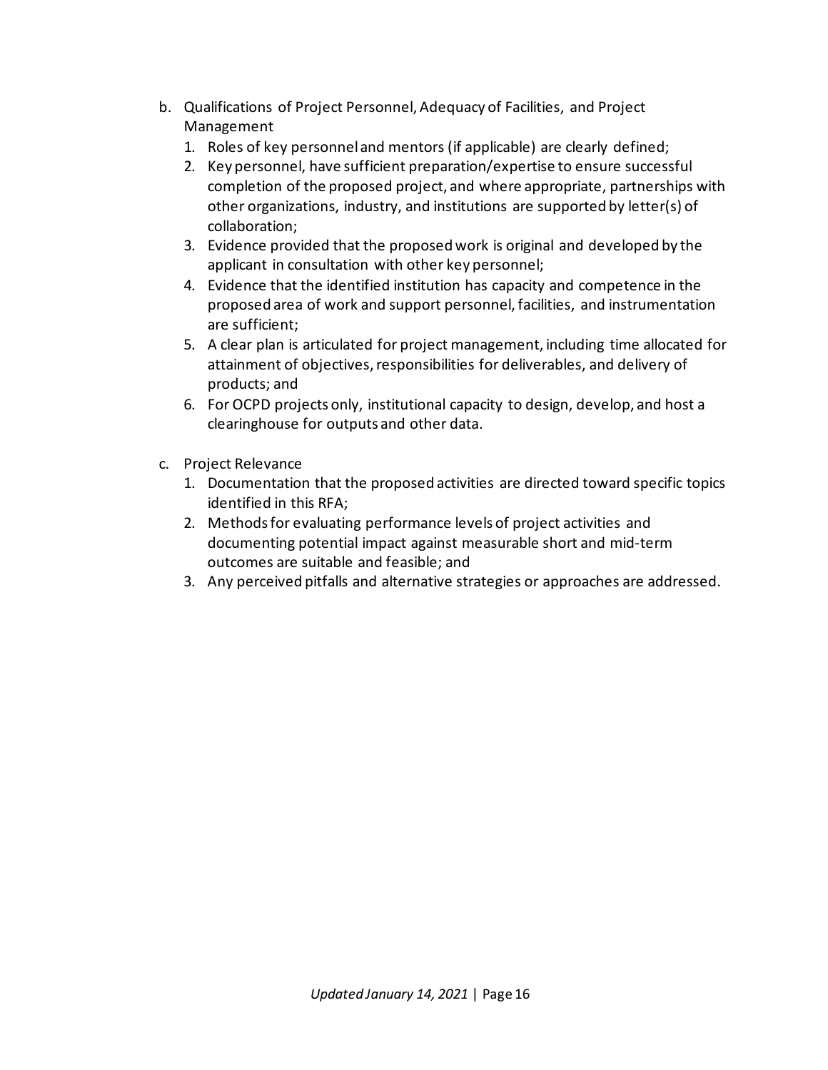b. Qualifications of Project Personnel, Adequacy of Facilities, and Project Management
   1. Roles of key personnel and mentors (if applicable) are clearly defined;
   2. Key personnel, have sufficient preparation/expertise to ensure successful completion of the proposed project, and where appropriate, partnerships with other organizations, industry, and institutions are supported by letter(s) of collaboration;
   3. Evidence provided that the proposed work is original and developed by the applicant in consultation with other key personnel;
   4. Evidence that the identified institution has capacity and competence in the proposed area of work and support personnel, facilities, and instrumentation are sufficient;
   5. A clear plan is articulated for project management, including time allocated for attainment of objectives, responsibilities for deliverables, and delivery of products; and
   6. For OCPD projects only, institutional capacity to design, develop, and host a clearinghouse for outputs and other data.

c. Project Relevance
   1. Documentation that the proposed activities are directed toward specific topics identified in this RFA;
   2. Methods for evaluating performance levels of project activities and documenting potential impact against measurable short and mid-term outcomes are suitable and feasible; and
   3. Any perceived pitfalls and alternative strategies or approaches are addressed.